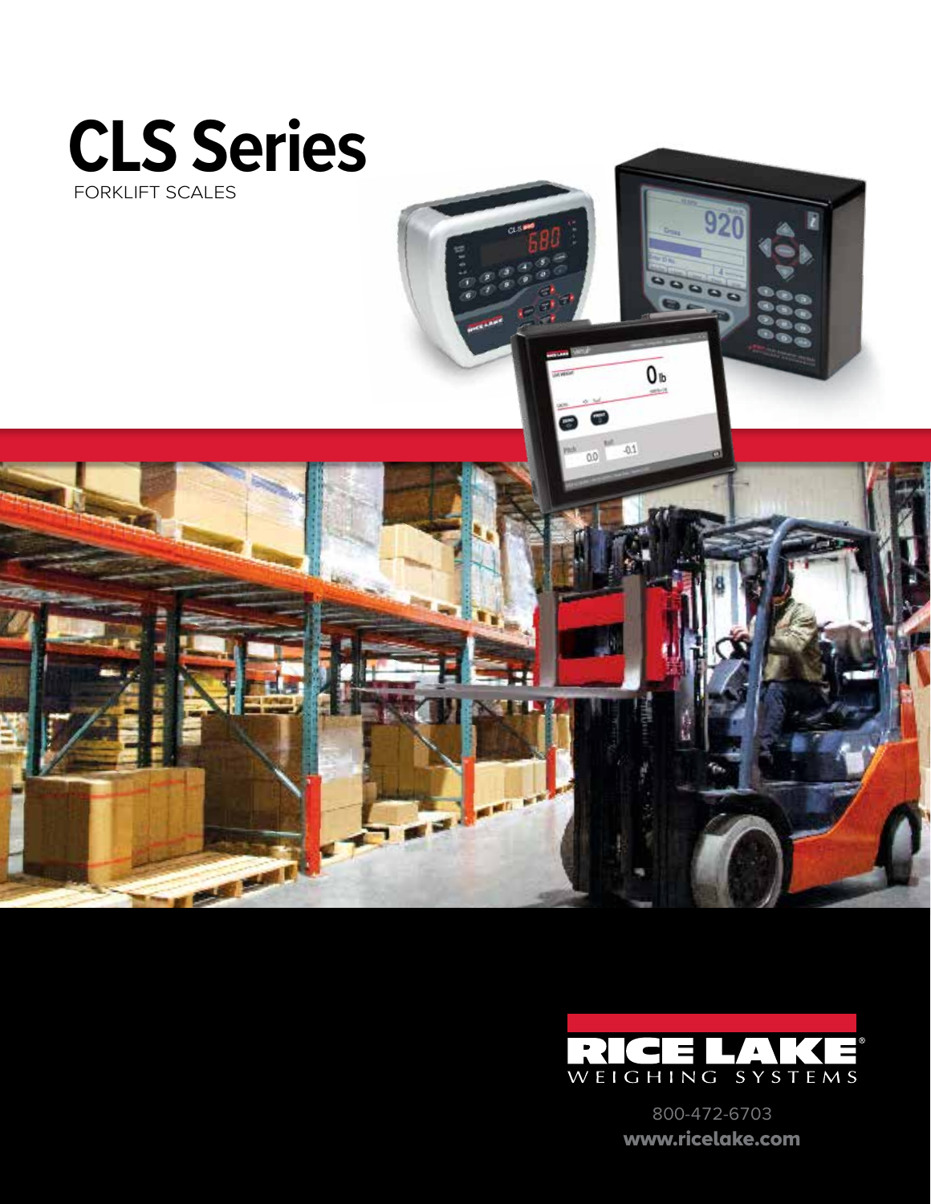# CLS Series

FORKLIFT SCALES

RICE LAKE
WEIGHING SYSTEMS

800-472-6703

**www.ricelake.com**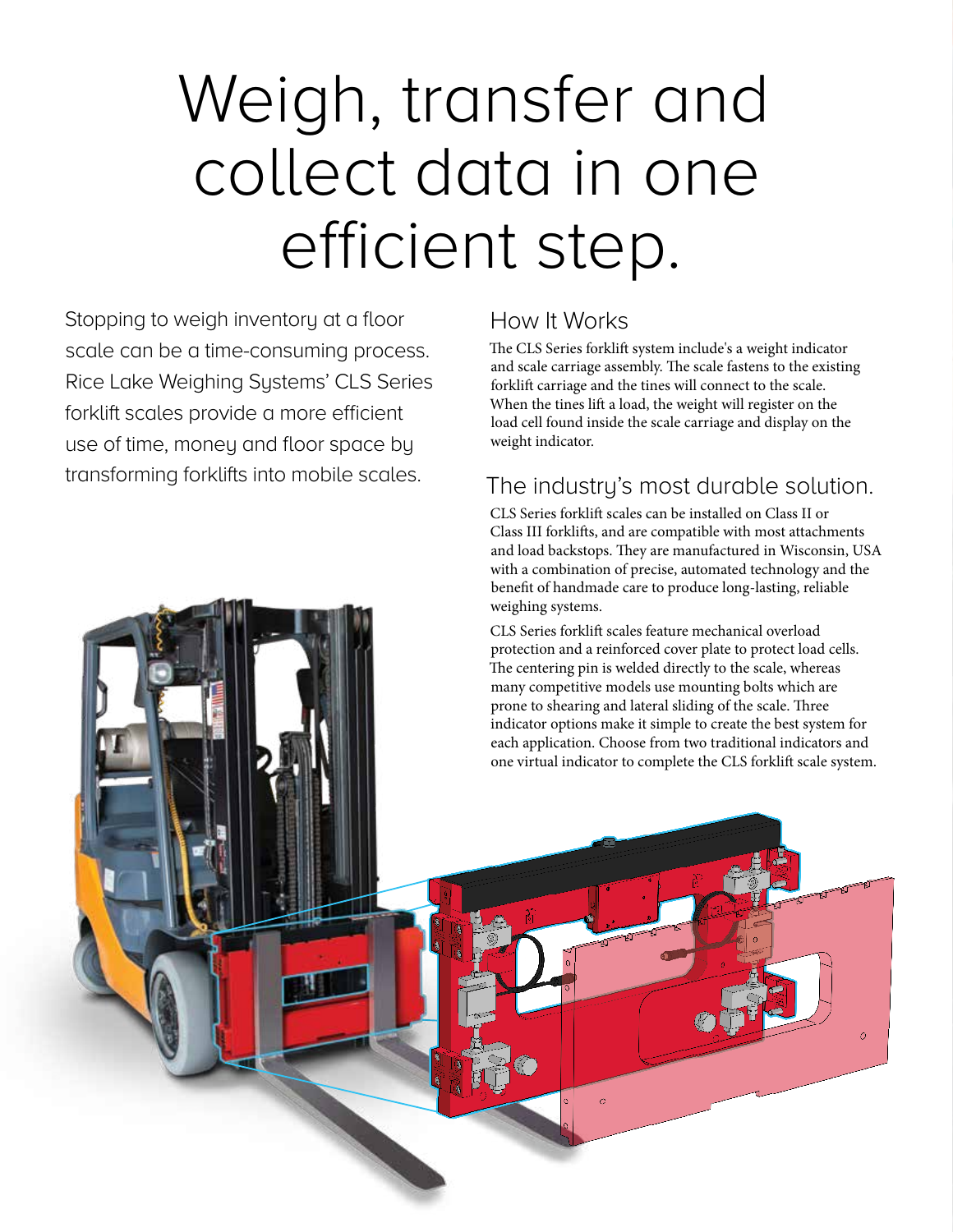# Weigh, transfer and collect data in one efficient step.

Stopping to weigh inventory at a floor scale can be a time-consuming process. Rice Lake Weighing Systems' CLS Series forklift scales provide a more efficient use of time, money and floor space by transforming forklifts into mobile scales.

## How It Works

The CLS Series forklift system include's a weight indicator and scale carriage assembly. The scale fastens to the existing forklift carriage and the tines will connect to the scale. When the tines lift a load, the weight will register on the load cell found inside the scale carriage and display on the weight indicator.

## The industry's most durable solution.

CLS Series forklift scales can be installed on Class II or Class III forklifts, and are compatible with most attachments and load backstops. They are manufactured in Wisconsin, USA with a combination of precise, automated technology and the benefit of handmade care to produce long-lasting, reliable weighing systems.

CLS Series forklift scales feature mechanical overload protection and a reinforced cover plate to protect load cells. The centering pin is welded directly to the scale, whereas many competitive models use mounting bolts which are prone to shearing and lateral sliding of the scale. Three indicator options make it simple to create the best system for each application. Choose from two traditional indicators and one virtual indicator to complete the CLS forklift scale system.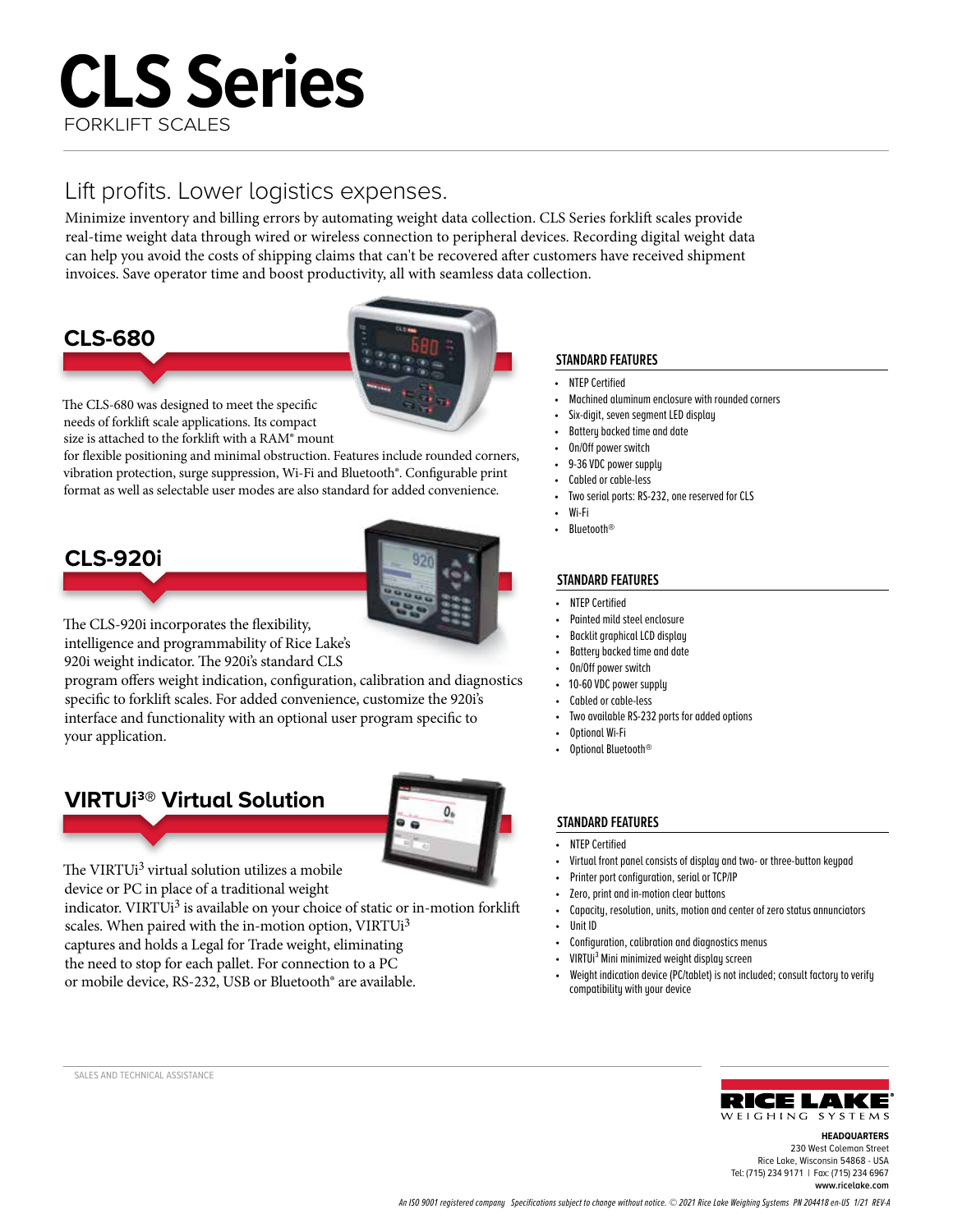# CLS Series

FORKLIFT SCALES

## Lift profits. Lower logistics expenses.

Minimize inventory and billing errors by automating weight data collection. CLS Series forklift scales provide real-time weight data through wired or wireless connection to peripheral devices. Recording digital weight data can help you avoid the costs of shipping claims that can't be recovered after customers have received shipment invoices. Save operator time and boost productivity, all with seamless data collection.

## CLS-680

The CLS-680 was designed to meet the specific needs of forklift scale applications. Its compact size is attached to the forklift with a RAM® mount for flexible positioning and minimal obstruction. Features include rounded corners, vibration protection, surge suppression, Wi-Fi and Bluetooth®. Configurable print format as well as selectable user modes are also standard for added convenience.

### STANDARD FEATURES

- NTEP Certified
- Machined aluminum enclosure with rounded corners
- Six-digit, seven segment LED display
- Battery backed time and date
- On/Off power switch
- 9-36 VDC power supply
- Cabled or cable-less
- Two serial ports: RS-232, one reserved for CLS
- Wi-Fi
- Bluetooth®

## CLS-920i

The CLS-920i incorporates the flexibility, intelligence and programmability of Rice Lake's 920i weight indicator. The 920i's standard CLS program offers weight indication, configuration, calibration and diagnostics specific to forklift scales. For added convenience, customize the 920i's interface and functionality with an optional user program specific to your application.

### STANDARD FEATURES

- NTEP Certified
- Painted mild steel enclosure
- Backlit graphical LCD display
- Battery backed time and date
- On/Off power switch
- 10-60 VDC power supply
- Cabled or cable-less
- Two available RS-232 ports for added options
- Optional Wi-Fi
- Optional Bluetooth®

## VIRTUi³® Virtual Solution

The VIRTUi³ virtual solution utilizes a mobile device or PC in place of a traditional weight indicator. VIRTUi³ is available on your choice of static or in-motion forklift scales. When paired with the in-motion option, VIRTUi³ captures and holds a Legal for Trade weight, eliminating the need to stop for each pallet. For connection to a PC or mobile device, RS-232, USB or Bluetooth® are available.

### STANDARD FEATURES

- NTEP Certified
- Virtual front panel consists of display and two- or three-button keypad
- Printer port configuration, serial or TCP/IP
- Zero, print and in-motion clear buttons
- Capacity, resolution, units, motion and center of zero status annunciators
- Unit ID
- Configuration, calibration and diagnostics menus
- VIRTUi³ Mini minimized weight display screen
- Weight indication device (PC/tablet) is not included; consult factory to verify compatibility with your device

SALES AND TECHNICAL ASSISTANCE

RICE LAKE WEIGHING SYSTEMS

**HEADQUARTERS**
230 West Coleman Street
Rice Lake, Wisconsin 54868 - USA
Tel: (715) 234 9171 | Fax: (715) 234 6967
www.ricelake.com

*An ISO 9001 registered company Specifications subject to change without notice. © 2021 Rice Lake Weighing Systems PN 204418 en-US 1/21 REV-A*